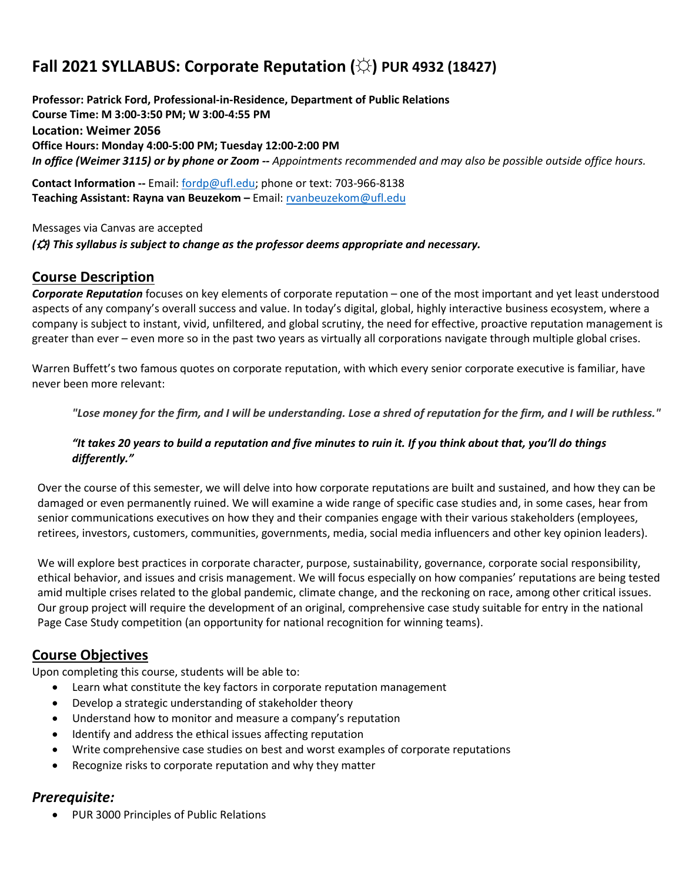# Fall 2021 SYLLABUS: Corporate Reputation (☼) PUR 4932 (18427)

**Professor: Patrick Ford, Professional-in-Residence, Department of Public Relations**
**Course Time: M 3:00-3:50 PM; W 3:00-4:55 PM**
**Location: Weimer 2056**
**Office Hours: Monday 4:00-5:00 PM; Tuesday 12:00-2:00 PM**
***In office (Weimer 3115) or by phone or Zoom --** Appointments recommended and may also be possible outside office hours.*

**Contact Information --** Email: fordp@ufl.edu; phone or text: 703-966-8138
**Teaching Assistant: Rayna van Beuzekom –** Email: rvanbeuzekom@ufl.edu

Messages via Canvas are accepted
***(☼) This syllabus is subject to change as the professor deems appropriate and necessary.***

## Course Description

***Corporate Reputation*** focuses on key elements of corporate reputation – one of the most important and yet least understood aspects of any company's overall success and value. In today's digital, global, highly interactive business ecosystem, where a company is subject to instant, vivid, unfiltered, and global scrutiny, the need for effective, proactive reputation management is greater than ever – even more so in the past two years as virtually all corporations navigate through multiple global crises.

Warren Buffett's two famous quotes on corporate reputation, with which every senior corporate executive is familiar, have never been more relevant:

> *"Lose money for the firm, and I will be understanding. Lose a shred of reputation for the firm, and I will be ruthless."*
>
> *"It takes 20 years to build a reputation and five minutes to ruin it. If you think about that, you'll do things differently."*

Over the course of this semester, we will delve into how corporate reputations are built and sustained, and how they can be damaged or even permanently ruined. We will examine a wide range of specific case studies and, in some cases, hear from senior communications executives on how they and their companies engage with their various stakeholders (employees, retirees, investors, customers, communities, governments, media, social media influencers and other key opinion leaders).

We will explore best practices in corporate character, purpose, sustainability, governance, corporate social responsibility, ethical behavior, and issues and crisis management. We will focus especially on how companies' reputations are being tested amid multiple crises related to the global pandemic, climate change, and the reckoning on race, among other critical issues. Our group project will require the development of an original, comprehensive case study suitable for entry in the national Page Case Study competition (an opportunity for national recognition for winning teams).

## Course Objectives

Upon completing this course, students will be able to:

- Learn what constitute the key factors in corporate reputation management
- Develop a strategic understanding of stakeholder theory
- Understand how to monitor and measure a company's reputation
- Identify and address the ethical issues affecting reputation
- Write comprehensive case studies on best and worst examples of corporate reputations
- Recognize risks to corporate reputation and why they matter

## *Prerequisite:*

- PUR 3000 Principles of Public Relations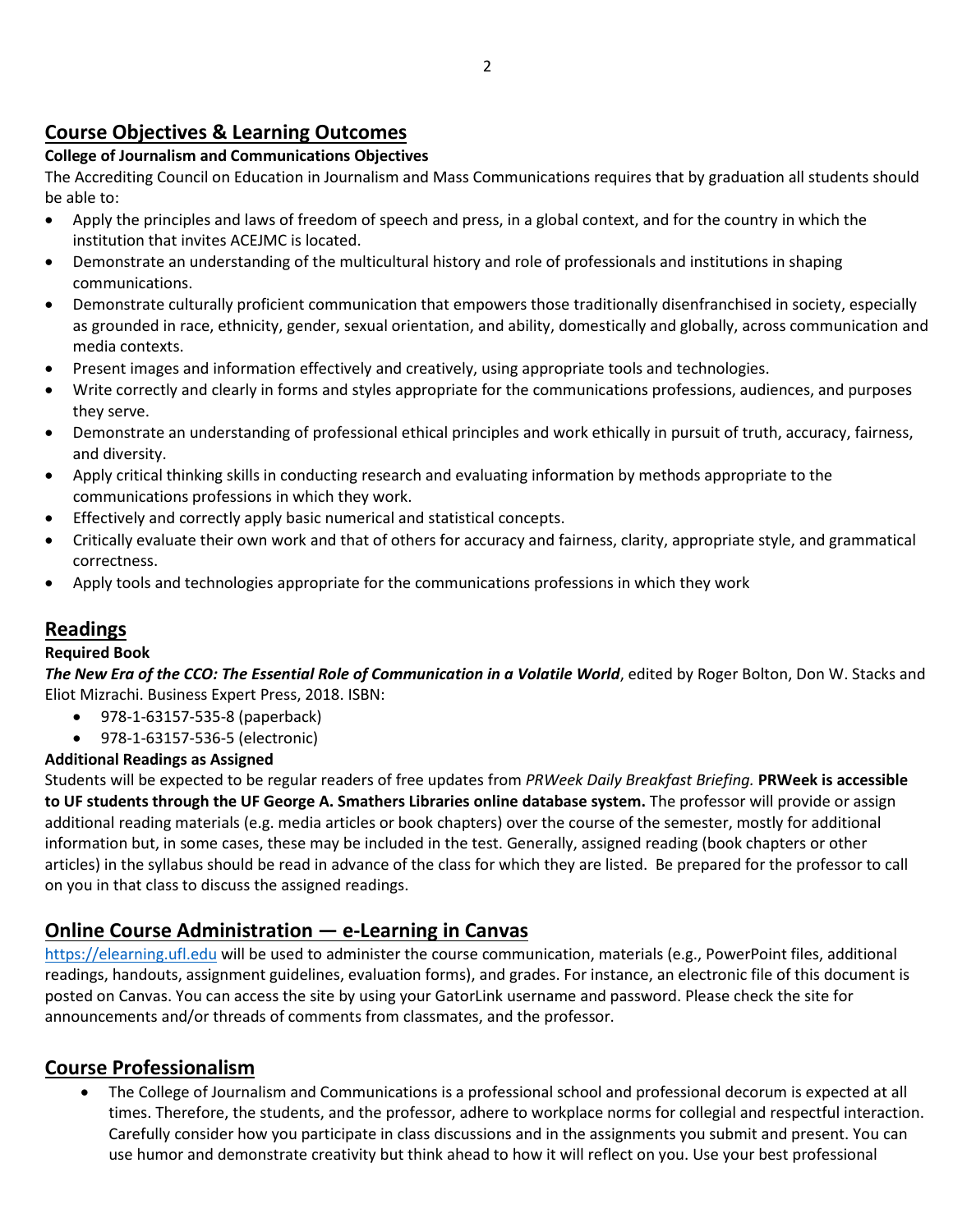## Course Objectives & Learning Outcomes

**College of Journalism and Communications Objectives**

The Accrediting Council on Education in Journalism and Mass Communications requires that by graduation all students should be able to:

- Apply the principles and laws of freedom of speech and press, in a global context, and for the country in which the institution that invites ACEJMC is located.
- Demonstrate an understanding of the multicultural history and role of professionals and institutions in shaping communications.
- Demonstrate culturally proficient communication that empowers those traditionally disenfranchised in society, especially as grounded in race, ethnicity, gender, sexual orientation, and ability, domestically and globally, across communication and media contexts.
- Present images and information effectively and creatively, using appropriate tools and technologies.
- Write correctly and clearly in forms and styles appropriate for the communications professions, audiences, and purposes they serve.
- Demonstrate an understanding of professional ethical principles and work ethically in pursuit of truth, accuracy, fairness, and diversity.
- Apply critical thinking skills in conducting research and evaluating information by methods appropriate to the communications professions in which they work.
- Effectively and correctly apply basic numerical and statistical concepts.
- Critically evaluate their own work and that of others for accuracy and fairness, clarity, appropriate style, and grammatical correctness.
- Apply tools and technologies appropriate for the communications professions in which they work

## Readings

**Required Book**

***The New Era of the CCO: The Essential Role of Communication in a Volatile World***, edited by Roger Bolton, Don W. Stacks and Eliot Mizrachi. Business Expert Press, 2018. ISBN:

- 978-1-63157-535-8 (paperback)
- 978-1-63157-536-5 (electronic)

**Additional Readings as Assigned**

Students will be expected to be regular readers of free updates from *PRWeek Daily Breakfast Briefing.* **PRWeek is accessible to UF students through the UF George A. Smathers Libraries online database system.** The professor will provide or assign additional reading materials (e.g. media articles or book chapters) over the course of the semester, mostly for additional information but, in some cases, these may be included in the test. Generally, assigned reading (book chapters or other articles) in the syllabus should be read in advance of the class for which they are listed. Be prepared for the professor to call on you in that class to discuss the assigned readings.

## Online Course Administration — e-Learning in Canvas

https://elearning.ufl.edu will be used to administer the course communication, materials (e.g., PowerPoint files, additional readings, handouts, assignment guidelines, evaluation forms), and grades. For instance, an electronic file of this document is posted on Canvas. You can access the site by using your GatorLink username and password. Please check the site for announcements and/or threads of comments from classmates, and the professor.

## Course Professionalism

- The College of Journalism and Communications is a professional school and professional decorum is expected at all times. Therefore, the students, and the professor, adhere to workplace norms for collegial and respectful interaction. Carefully consider how you participate in class discussions and in the assignments you submit and present. You can use humor and demonstrate creativity but think ahead to how it will reflect on you. Use your best professional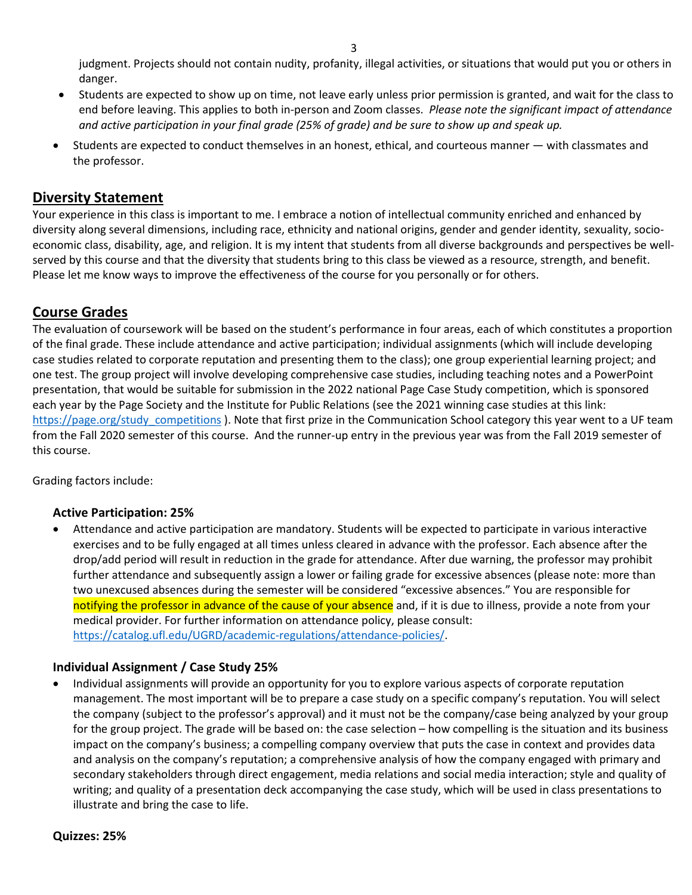judgment. Projects should not contain nudity, profanity, illegal activities, or situations that would put you or others in danger.

- Students are expected to show up on time, not leave early unless prior permission is granted, and wait for the class to end before leaving. This applies to both in-person and Zoom classes. *Please note the significant impact of attendance and active participation in your final grade (25% of grade) and be sure to show up and speak up.*
- Students are expected to conduct themselves in an honest, ethical, and courteous manner — with classmates and the professor.

## Diversity Statement

Your experience in this class is important to me. I embrace a notion of intellectual community enriched and enhanced by diversity along several dimensions, including race, ethnicity and national origins, gender and gender identity, sexuality, socio-economic class, disability, age, and religion. It is my intent that students from all diverse backgrounds and perspectives be well-served by this course and that the diversity that students bring to this class be viewed as a resource, strength, and benefit. Please let me know ways to improve the effectiveness of the course for you personally or for others.

## Course Grades

The evaluation of coursework will be based on the student's performance in four areas, each of which constitutes a proportion of the final grade. These include attendance and active participation; individual assignments (which will include developing case studies related to corporate reputation and presenting them to the class); one group experiential learning project; and one test. The group project will involve developing comprehensive case studies, including teaching notes and a PowerPoint presentation, that would be suitable for submission in the 2022 national Page Case Study competition, which is sponsored each year by the Page Society and the Institute for Public Relations (see the 2021 winning case studies at this link: https://page.org/study_competitions ). Note that first prize in the Communication School category this year went to a UF team from the Fall 2020 semester of this course. And the runner-up entry in the previous year was from the Fall 2019 semester of this course.

Grading factors include:

### Active Participation: 25%

- Attendance and active participation are mandatory. Students will be expected to participate in various interactive exercises and to be fully engaged at all times unless cleared in advance with the professor. Each absence after the drop/add period will result in reduction in the grade for attendance. After due warning, the professor may prohibit further attendance and subsequently assign a lower or failing grade for excessive absences (please note: more than two unexcused absences during the semester will be considered "excessive absences." You are responsible for notifying the professor in advance of the cause of your absence and, if it is due to illness, provide a note from your medical provider. For further information on attendance policy, please consult: https://catalog.ufl.edu/UGRD/academic-regulations/attendance-policies/.

### Individual Assignment / Case Study 25%

- Individual assignments will provide an opportunity for you to explore various aspects of corporate reputation management. The most important will be to prepare a case study on a specific company's reputation. You will select the company (subject to the professor's approval) and it must not be the company/case being analyzed by your group for the group project. The grade will be based on: the case selection – how compelling is the situation and its business impact on the company's business; a compelling company overview that puts the case in context and provides data and analysis on the company's reputation; a comprehensive analysis of how the company engaged with primary and secondary stakeholders through direct engagement, media relations and social media interaction; style and quality of writing; and quality of a presentation deck accompanying the case study, which will be used in class presentations to illustrate and bring the case to life.

### Quizzes: 25%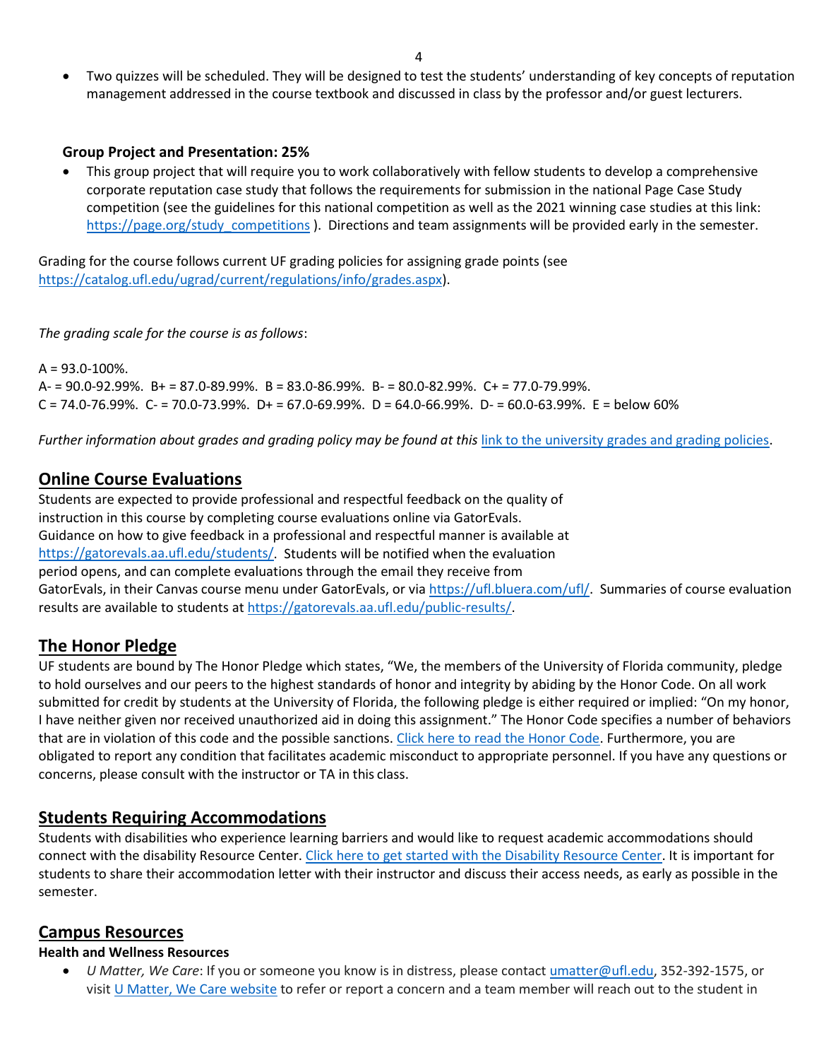- Two quizzes will be scheduled. They will be designed to test the students' understanding of key concepts of reputation management addressed in the course textbook and discussed in class by the professor and/or guest lecturers.

**Group Project and Presentation: 25%**

- This group project that will require you to work collaboratively with fellow students to develop a comprehensive corporate reputation case study that follows the requirements for submission in the national Page Case Study competition (see the guidelines for this national competition as well as the 2021 winning case studies at this link: [https://page.org/study_competitions](https://page.org/study_competitions) ). Directions and team assignments will be provided early in the semester.

Grading for the course follows current UF grading policies for assigning grade points (see [https://catalog.ufl.edu/ugrad/current/regulations/info/grades.aspx](https://catalog.ufl.edu/ugrad/current/regulations/info/grades.aspx)).

*The grading scale for the course is as follows*:

A = 93.0-100%.
A- = 90.0-92.99%. B+ = 87.0-89.99%. B = 83.0-86.99%. B- = 80.0-82.99%. C+ = 77.0-79.99%.
C = 74.0-76.99%. C- = 70.0-73.99%. D+ = 67.0-69.99%. D = 64.0-66.99%. D- = 60.0-63.99%. E = below 60%

*Further information about grades and grading policy may be found at this* link to the university grades and grading policies.

## Online Course Evaluations

Students are expected to provide professional and respectful feedback on the quality of instruction in this course by completing course evaluations online via GatorEvals. Guidance on how to give feedback in a professional and respectful manner is available at [https://gatorevals.aa.ufl.edu/students/](https://gatorevals.aa.ufl.edu/students/). Students will be notified when the evaluation period opens, and can complete evaluations through the email they receive from GatorEvals, in their Canvas course menu under GatorEvals, or via [https://ufl.bluera.com/ufl/](https://ufl.bluera.com/ufl/). Summaries of course evaluation results are available to students at [https://gatorevals.aa.ufl.edu/public-results/](https://gatorevals.aa.ufl.edu/public-results/).

## The Honor Pledge

UF students are bound by The Honor Pledge which states, "We, the members of the University of Florida community, pledge to hold ourselves and our peers to the highest standards of honor and integrity by abiding by the Honor Code. On all work submitted for credit by students at the University of Florida, the following pledge is either required or implied: "On my honor, I have neither given nor received unauthorized aid in doing this assignment." The Honor Code specifies a number of behaviors that are in violation of this code and the possible sanctions. Click here to read the Honor Code. Furthermore, you are obligated to report any condition that facilitates academic misconduct to appropriate personnel. If you have any questions or concerns, please consult with the instructor or TA in this class.

## Students Requiring Accommodations

Students with disabilities who experience learning barriers and would like to request academic accommodations should connect with the disability Resource Center. Click here to get started with the Disability Resource Center. It is important for students to share their accommodation letter with their instructor and discuss their access needs, as early as possible in the semester.

## Campus Resources

**Health and Wellness Resources**

- *U Matter, We Care*: If you or someone you know is in distress, please contact [umatter@ufl.edu](mailto:umatter@ufl.edu), 352-392-1575, or visit U Matter, We Care website to refer or report a concern and a team member will reach out to the student in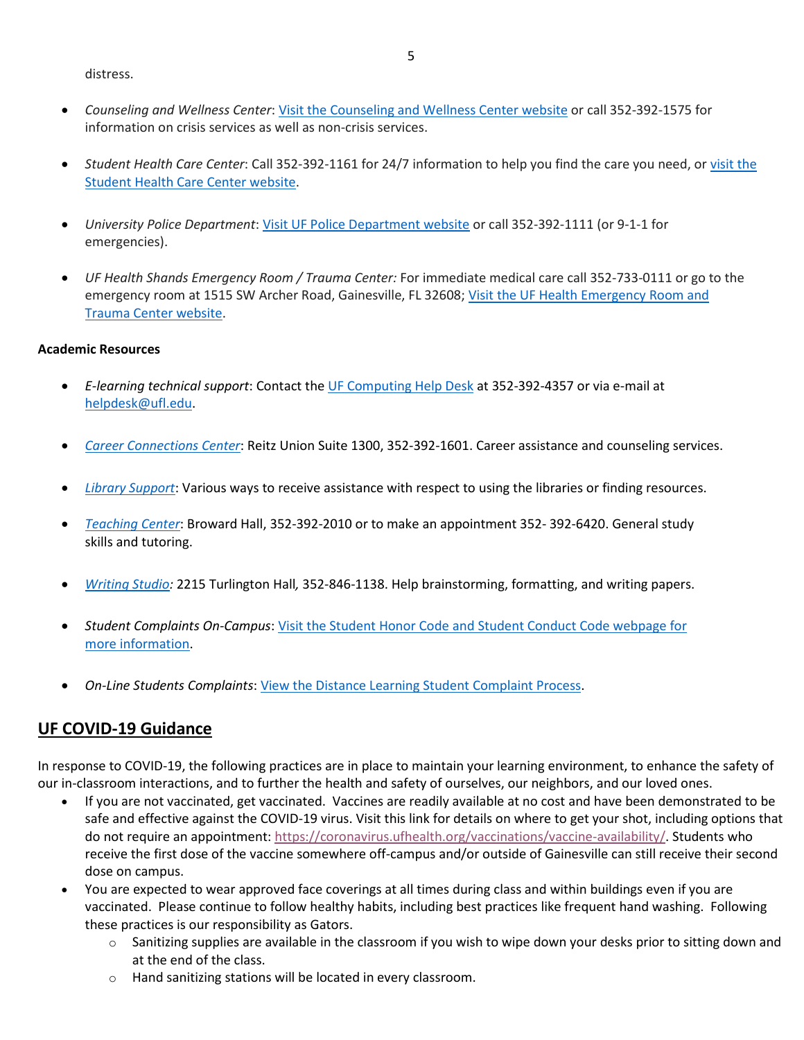distress.

- *Counseling and Wellness Center*: Visit the Counseling and Wellness Center website or call 352-392-1575 for information on crisis services as well as non-crisis services.

- *Student Health Care Center*: Call 352-392-1161 for 24/7 information to help you find the care you need, or visit the Student Health Care Center website.

- *University Police Department*: Visit UF Police Department website or call 352-392-1111 (or 9-1-1 for emergencies).

- *UF Health Shands Emergency Room / Trauma Center:* For immediate medical care call 352-733-0111 or go to the emergency room at 1515 SW Archer Road, Gainesville, FL 32608; Visit the UF Health Emergency Room and Trauma Center website.

**Academic Resources**

- *E-learning technical support*: Contact the UF Computing Help Desk at 352-392-4357 or via e-mail at helpdesk@ufl.edu.

- *Career Connections Center*: Reitz Union Suite 1300, 352-392-1601. Career assistance and counseling services.

- *Library Support*: Various ways to receive assistance with respect to using the libraries or finding resources.

- *Teaching Center*: Broward Hall, 352-392-2010 or to make an appointment 352- 392-6420. General study skills and tutoring.

- *Writing Studio:* 2215 Turlington Hall*,* 352-846-1138. Help brainstorming, formatting, and writing papers.

- *Student Complaints On-Campus*: Visit the Student Honor Code and Student Conduct Code webpage for more information.

- *On-Line Students Complaints*: View the Distance Learning Student Complaint Process.

## UF COVID-19 Guidance

In response to COVID-19, the following practices are in place to maintain your learning environment, to enhance the safety of our in-classroom interactions, and to further the health and safety of ourselves, our neighbors, and our loved ones.

- If you are not vaccinated, get vaccinated. Vaccines are readily available at no cost and have been demonstrated to be safe and effective against the COVID-19 virus. Visit this link for details on where to get your shot, including options that do not require an appointment: https://coronavirus.ufhealth.org/vaccinations/vaccine-availability/. Students who receive the first dose of the vaccine somewhere off-campus and/or outside of Gainesville can still receive their second dose on campus.
- You are expected to wear approved face coverings at all times during class and within buildings even if you are vaccinated. Please continue to follow healthy habits, including best practices like frequent hand washing. Following these practices is our responsibility as Gators.
  - Sanitizing supplies are available in the classroom if you wish to wipe down your desks prior to sitting down and at the end of the class.
  - Hand sanitizing stations will be located in every classroom.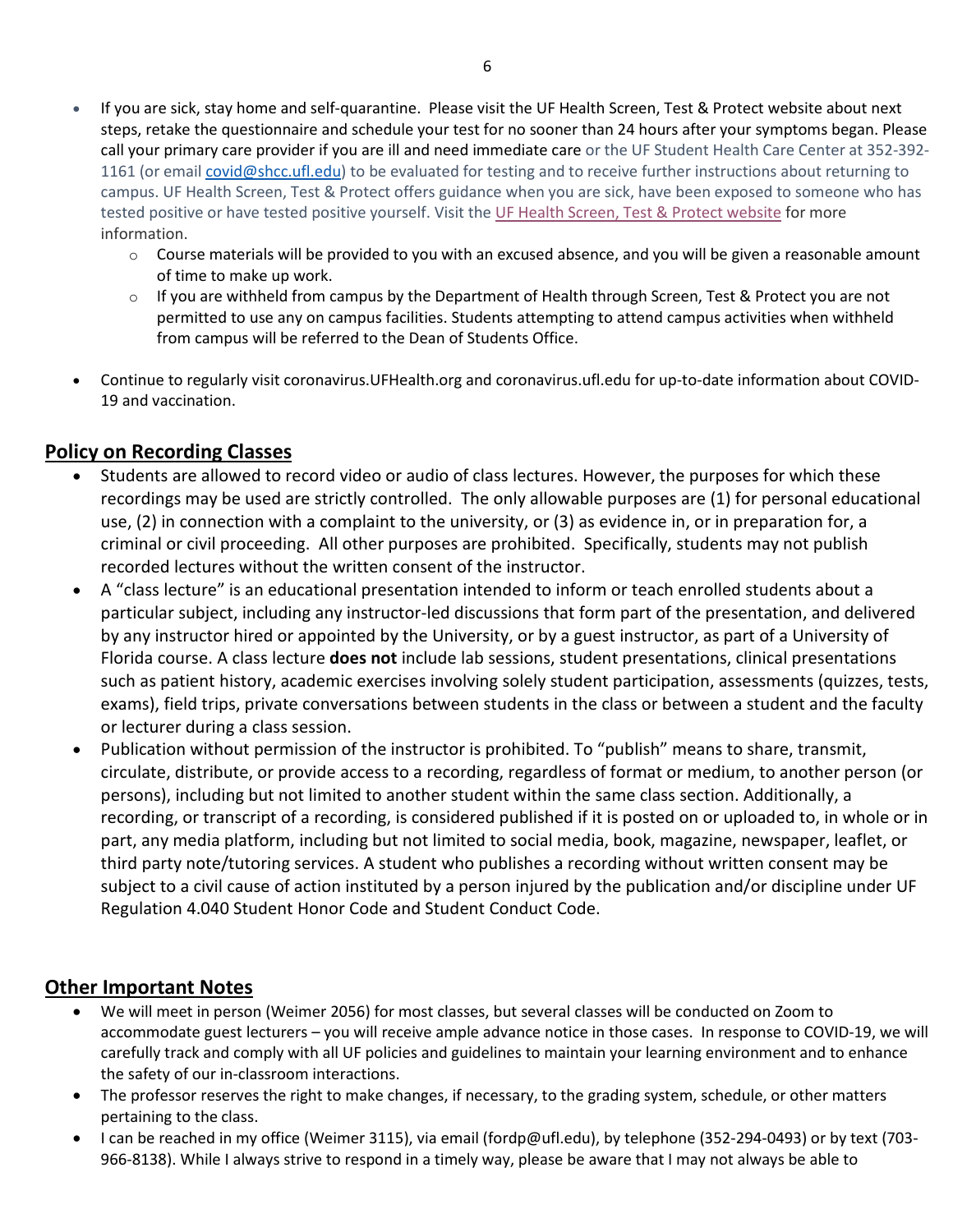- If you are sick, stay home and self-quarantine. Please visit the UF Health Screen, Test & Protect website about next steps, retake the questionnaire and schedule your test for no sooner than 24 hours after your symptoms began. Please call your primary care provider if you are ill and need immediate care or the UF Student Health Care Center at 352-392-1161 (or email [covid@shcc.ufl.edu](mailto:covid@shcc.ufl.edu)) to be evaluated for testing and to receive further instructions about returning to campus. UF Health Screen, Test & Protect offers guidance when you are sick, have been exposed to someone who has tested positive or have tested positive yourself. Visit the UF Health Screen, Test & Protect website for more information.
    - Course materials will be provided to you with an excused absence, and you will be given a reasonable amount of time to make up work.
    - If you are withheld from campus by the Department of Health through Screen, Test & Protect you are not permitted to use any on campus facilities. Students attempting to attend campus activities when withheld from campus will be referred to the Dean of Students Office.

- Continue to regularly visit coronavirus.UFHealth.org and coronavirus.ufl.edu for up-to-date information about COVID-19 and vaccination.

## Policy on Recording Classes

- Students are allowed to record video or audio of class lectures. However, the purposes for which these recordings may be used are strictly controlled. The only allowable purposes are (1) for personal educational use, (2) in connection with a complaint to the university, or (3) as evidence in, or in preparation for, a criminal or civil proceeding. All other purposes are prohibited. Specifically, students may not publish recorded lectures without the written consent of the instructor.
- A "class lecture" is an educational presentation intended to inform or teach enrolled students about a particular subject, including any instructor-led discussions that form part of the presentation, and delivered by any instructor hired or appointed by the University, or by a guest instructor, as part of a University of Florida course. A class lecture **does not** include lab sessions, student presentations, clinical presentations such as patient history, academic exercises involving solely student participation, assessments (quizzes, tests, exams), field trips, private conversations between students in the class or between a student and the faculty or lecturer during a class session.
- Publication without permission of the instructor is prohibited. To "publish" means to share, transmit, circulate, distribute, or provide access to a recording, regardless of format or medium, to another person (or persons), including but not limited to another student within the same class section. Additionally, a recording, or transcript of a recording, is considered published if it is posted on or uploaded to, in whole or in part, any media platform, including but not limited to social media, book, magazine, newspaper, leaflet, or third party note/tutoring services. A student who publishes a recording without written consent may be subject to a civil cause of action instituted by a person injured by the publication and/or discipline under UF Regulation 4.040 Student Honor Code and Student Conduct Code.

## Other Important Notes

- We will meet in person (Weimer 2056) for most classes, but several classes will be conducted on Zoom to accommodate guest lecturers – you will receive ample advance notice in those cases. In response to COVID-19, we will carefully track and comply with all UF policies and guidelines to maintain your learning environment and to enhance the safety of our in-classroom interactions.
- The professor reserves the right to make changes, if necessary, to the grading system, schedule, or other matters pertaining to the class.
- I can be reached in my office (Weimer 3115), via email (fordp@ufl.edu), by telephone (352-294-0493) or by text (703-966-8138). While I always strive to respond in a timely way, please be aware that I may not always be able to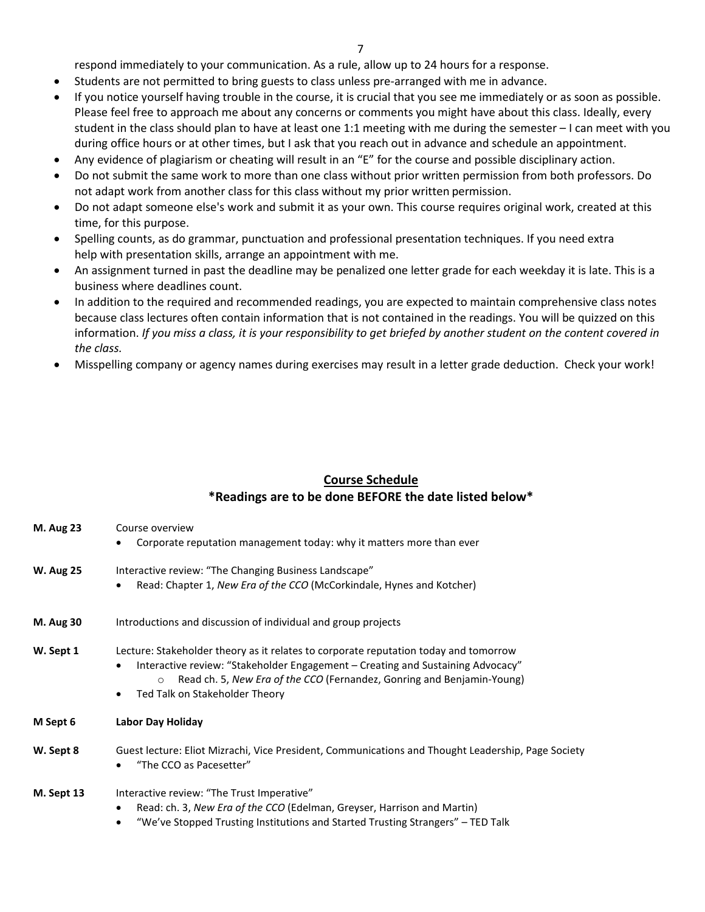respond immediately to your communication. As a rule, allow up to 24 hours for a response.

- Students are not permitted to bring guests to class unless pre-arranged with me in advance.
- If you notice yourself having trouble in the course, it is crucial that you see me immediately or as soon as possible. Please feel free to approach me about any concerns or comments you might have about this class. Ideally, every student in the class should plan to have at least one 1:1 meeting with me during the semester – I can meet with you during office hours or at other times, but I ask that you reach out in advance and schedule an appointment.
- Any evidence of plagiarism or cheating will result in an "E" for the course and possible disciplinary action.
- Do not submit the same work to more than one class without prior written permission from both professors. Do not adapt work from another class for this class without my prior written permission.
- Do not adapt someone else's work and submit it as your own. This course requires original work, created at this time, for this purpose.
- Spelling counts, as do grammar, punctuation and professional presentation techniques. If you need extra help with presentation skills, arrange an appointment with me.
- An assignment turned in past the deadline may be penalized one letter grade for each weekday it is late. This is a business where deadlines count.
- In addition to the required and recommended readings, you are expected to maintain comprehensive class notes because class lectures often contain information that is not contained in the readings. You will be quizzed on this information. *If you miss a class, it is your responsibility to get briefed by another student on the content covered in the class.*
- Misspelling company or agency names during exercises may result in a letter grade deduction. Check your work!

## Course Schedule

**\*Readings are to be done BEFORE the date listed below\***

**M. Aug 23** Course overview

- Corporate reputation management today: why it matters more than ever

**W. Aug 25** Interactive review: "The Changing Business Landscape"

- Read: Chapter 1, *New Era of the CCO* (McCorkindale, Hynes and Kotcher)

**M. Aug 30** Introductions and discussion of individual and group projects

**W. Sept 1** Lecture: Stakeholder theory as it relates to corporate reputation today and tomorrow

- Interactive review: "Stakeholder Engagement – Creating and Sustaining Advocacy"
  - Read ch. 5, *New Era of the CCO* (Fernandez, Gonring and Benjamin-Young)
- Ted Talk on Stakeholder Theory

**M Sept 6** **Labor Day Holiday**

**W. Sept 8** Guest lecture: Eliot Mizrachi, Vice President, Communications and Thought Leadership, Page Society

- "The CCO as Pacesetter"

**M. Sept 13** Interactive review: "The Trust Imperative"

- Read: ch. 3, *New Era of the CCO* (Edelman, Greyser, Harrison and Martin)
- "We've Stopped Trusting Institutions and Started Trusting Strangers" – TED Talk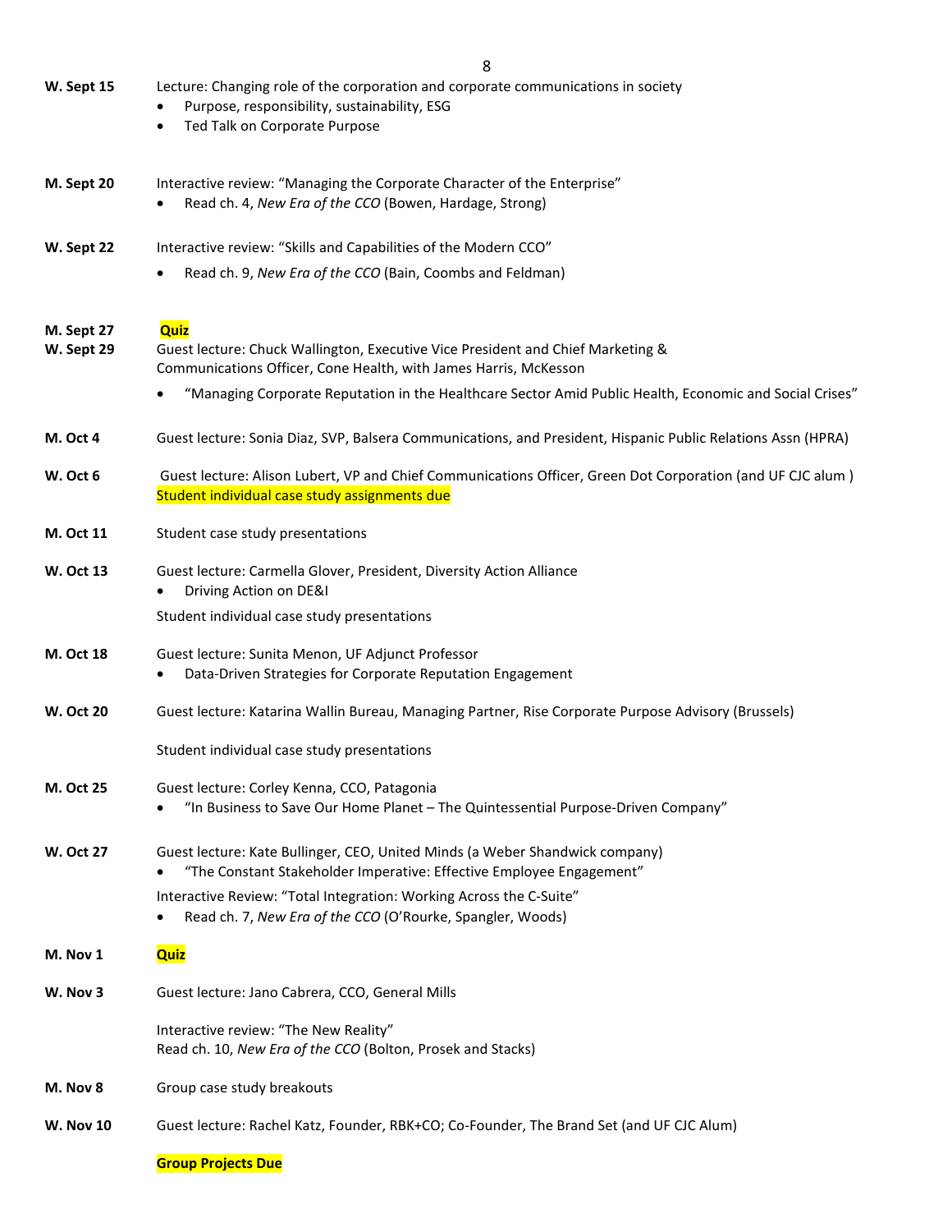**W. Sept 15** Lecture: Changing role of the corporation and corporate communications in society

- Purpose, responsibility, sustainability, ESG
- Ted Talk on Corporate Purpose

**M. Sept 20** Interactive review: "Managing the Corporate Character of the Enterprise"

- Read ch. 4, *New Era of the CCO* (Bowen, Hardage, Strong)

**W. Sept 22** Interactive review: "Skills and Capabilities of the Modern CCO"

- Read ch. 9, *New Era of the CCO* (Bain, Coombs and Feldman)

**M. Sept 27** **Quiz**

**W. Sept 29** Guest lecture: Chuck Wallington, Executive Vice President and Chief Marketing & Communications Officer, Cone Health, with James Harris, McKesson

- "Managing Corporate Reputation in the Healthcare Sector Amid Public Health, Economic and Social Crises"

**M. Oct 4** Guest lecture: Sonia Diaz, SVP, Balsera Communications, and President, Hispanic Public Relations Assn (HPRA)

**W. Oct 6** Guest lecture: Alison Lubert, VP and Chief Communications Officer, Green Dot Corporation (and UF CJC alum )
Student individual case study assignments due

**M. Oct 11** Student case study presentations

**W. Oct 13** Guest lecture: Carmella Glover, President, Diversity Action Alliance

- Driving Action on DE&I

Student individual case study presentations

**M. Oct 18** Guest lecture: Sunita Menon, UF Adjunct Professor

- Data-Driven Strategies for Corporate Reputation Engagement

**W. Oct 20** Guest lecture: Katarina Wallin Bureau, Managing Partner, Rise Corporate Purpose Advisory (Brussels)

Student individual case study presentations

**M. Oct 25** Guest lecture: Corley Kenna, CCO, Patagonia

- "In Business to Save Our Home Planet – The Quintessential Purpose-Driven Company"

**W. Oct 27** Guest lecture: Kate Bullinger, CEO, United Minds (a Weber Shandwick company)

- "The Constant Stakeholder Imperative: Effective Employee Engagement"

Interactive Review: "Total Integration: Working Across the C-Suite"

- Read ch. 7, *New Era of the CCO* (O'Rourke, Spangler, Woods)

**M. Nov 1** **Quiz**

**W. Nov 3** Guest lecture: Jano Cabrera, CCO, General Mills

Interactive review: "The New Reality"
Read ch. 10, *New Era of the CCO* (Bolton, Prosek and Stacks)

**M. Nov 8** Group case study breakouts

**W. Nov 10** Guest lecture: Rachel Katz, Founder, RBK+CO; Co-Founder, The Brand Set (and UF CJC Alum)

**Group Projects Due**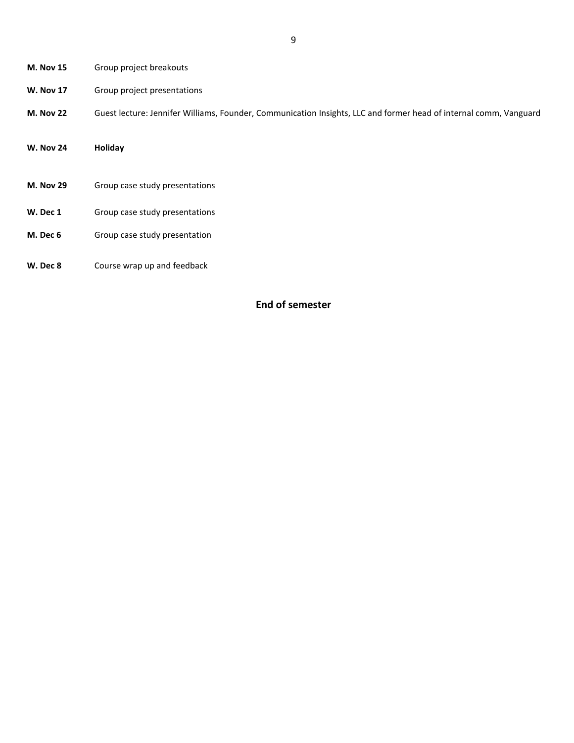**M. Nov 15** Group project breakouts

**W. Nov 17** Group project presentations

**M. Nov 22** Guest lecture: Jennifer Williams, Founder, Communication Insights, LLC and former head of internal comm, Vanguard

**W. Nov 24** **Holiday**

**M. Nov 29** Group case study presentations

**W. Dec 1** Group case study presentations

**M. Dec 6** Group case study presentation

**W. Dec 8** Course wrap up and feedback

## End of semester